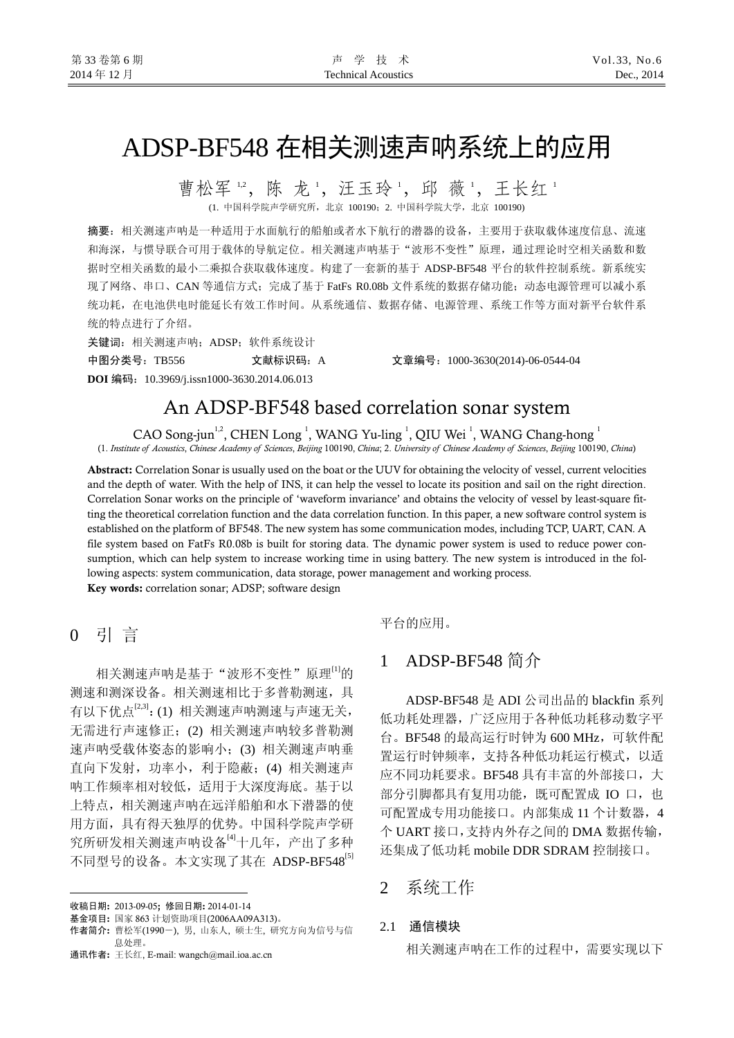# ADSP-BF548 在相关测速声呐系统上的应用

曹松军[1,2]，陈　龙[1]，汪玉玲[1]，邱　薇[1]，王长红[1]

(1. 中国科学院声学研究所，北京 100190；2. 中国科学院大学，北京 100190)

**摘要：**相关测速声呐是一种适用于水面航行的船舶或者水下航行的潜器的设备，主要用于获取载体速度信息、流速和海深，与惯导联合可用于载体的导航定位。相关测速声呐基于"波形不变性"原理，通过理论时空相关函数和数据时空相关函数的最小二乘拟合获取载体速度。构建了一套新的基于 ADSP-BF548 平台的软件控制系统。新系统实现了网络、串口、CAN 等通信方式；完成了基于 FatFs R0.08b 文件系统的数据存储功能；动态电源管理可以减小系统功耗，在电池供电时能延长有效工作时间。从系统通信、数据存储、电源管理、系统工作等方面对新平台软件系统的特点进行了介绍。

**关键词：**相关测速声呐；ADSP；软件系统设计

**中图分类号：**TB556　　　　**文献标识码：**A　　　　**文章编号：**1000-3630(2014)-06-0544-04

**DOI 编码：**10.3969/j.issn1000-3630.2014.06.013

# An ADSP-BF548 based correlation sonar system

CAO Song-jun[1,2], CHEN Long[1], WANG Yu-ling[1], QIU Wei[1], WANG Chang-hong[1]

(1. *Institute of Acoustics, Chinese Academy of Sciences, Beijing* 100190, *China*; 2. *University of Chinese Academy of Sciences, Beijing* 100190, *China*)

**Abstract:** Correlation Sonar is usually used on the boat or the UUV for obtaining the velocity of vessel, current velocities and the depth of water. With the help of INS, it can help the vessel to locate its position and sail on the right direction. Correlation Sonar works on the principle of 'waveform invariance' and obtains the velocity of vessel by least-square fitting the theoretical correlation function and the data correlation function. In this paper, a new software control system is established on the platform of BF548. The new system has some communication modes, including TCP, UART, CAN. A file system based on FatFs R0.08b is built for storing data. The dynamic power system is used to reduce power consumption, which can help system to increase working time in using battery. The new system is introduced in the following aspects: system communication, data storage, power management and working process.

**Key words:** correlation sonar; ADSP; software design

## 0　引言

相关测速声呐是基于"波形不变性"原理[1]的测速和测深设备。相关测速相比于多普勒测速，具有以下优点[2,3]：(1) 相关测速声呐测速与声速无关，无需进行声速修正；(2) 相关测速声呐较多普勒测速声呐受载体姿态的影响小；(3) 相关测速声呐垂直向下发射，功率小，利于隐蔽；(4) 相关测速声呐工作频率相对较低，适用于大深度海底。基于以上特点，相关测速声呐在远洋船舶和水下潜器的使用方面，具有得天独厚的优势。中国科学院声学研究所研发相关测速声呐设备[4]十几年，产出了多种不同型号的设备。本文实现了其在 ADSP-BF548[5]平台的应用。

## 1　ADSP-BF548 简介

ADSP-BF548 是 ADI 公司出品的 blackfin 系列低功耗处理器，广泛应用于各种低功耗移动数字平台。BF548 的最高运行时钟为 600 MHz，可软件配置运行时钟频率，支持各种低功耗运行模式，以适应不同功耗要求。BF548 具有丰富的外部接口，大部分引脚都具有复用功能，既可配置成 IO 口，也可配置成专用功能接口。内部集成 11 个计数器，4 个 UART 接口，支持内外存之间的 DMA 数据传输，还集成了低功耗 mobile DDR SDRAM 控制接口。

## 2　系统工作

### 2.1　通信模块

相关测速声呐在工作的过程中，需要实现以下

---

**收稿日期：**2013-09-05；**修回日期：**2014-01-14

**基金项目：**国家 863 计划资助项目(2006AA09A313)。

**作者简介：**曹松军(1990－), 男, 山东人, 硕士生, 研究方向为信号与信息处理。

**通讯作者：**王长红, E-mail: wangch@mail.ioa.ac.cn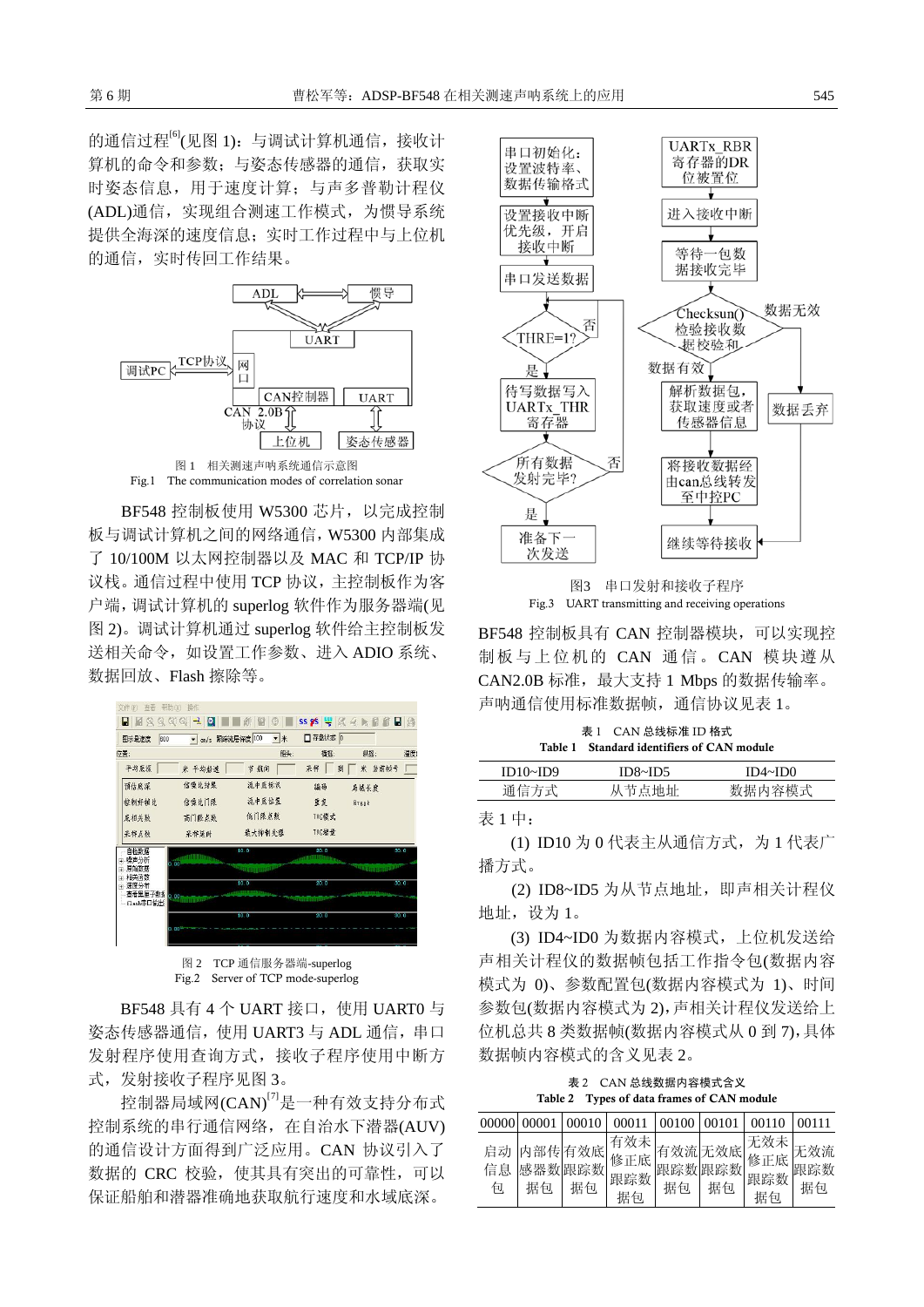的通信过程[6](见图 1)：与调试计算机通信，接收计算机的命令和参数；与姿态传感器的通信，获取实时姿态信息，用于速度计算；与声多普勒计程仪(ADL)通信，实现组合测速工作模式，为惯导系统提供全海深的速度信息；实时工作过程中与上位机的通信，实时传回工作结果。

图 1　相关测速声呐系统通信示意图

Fig.1　The communication modes of correlation sonar

BF548 控制板使用 W5300 芯片，以完成控制板与调试计算机之间的网络通信，W5300 内部集成了 10/100M 以太网控制器以及 MAC 和 TCP/IP 协议栈。通信过程中使用 TCP 协议，主控制板作为客户端，调试计算机的 superlog 软件作为服务器端(见图 2)。调试计算机通过 superlog 软件给主控制板发送相关命令，如设置工作参数、进入 ADIO 系统、数据回放、Flash 擦除等。

图 2　TCP 通信服务器端-superlog

Fig.2　Server of TCP mode-superlog

BF548 具有 4 个 UART 接口，使用 UART0 与姿态传感器通信，使用 UART3 与 ADL 通信，串口发射程序使用查询方式，接收子程序使用中断方式，发射接收子程序见图 3。

控制器局域网(CAN)[7]是一种有效支持分布式控制系统的串行通信网络，在自治水下潜器(AUV)的通信设计方面得到广泛应用。CAN 协议引入了数据的 CRC 校验，使其具有突出的可靠性，可以保证船舶和潜器准确地获取航行速度和水域底深。

图3　串口发射和接收子程序

Fig.3　UART transmitting and receiving operations

BF548 控制板具有 CAN 控制器模块，可以实现控制板与上位机的 CAN 通信。CAN 模块遵从 CAN2.0B 标准，最大支持 1 Mbps 的数据传输率。声呐通信使用标准数据帧，通信协议见表 1。

表 1　CAN 总线标准 ID 格式

Table 1　Standard identifiers of CAN module

| ID10~ID9 | ID8~ID5 | ID4~ID0 |
|---|---|---|
| 通信方式 | 从节点地址 | 数据内容模式 |

表 1 中：

(1) ID10 为 0 代表主从通信方式，为 1 代表广播方式。

(2) ID8~ID5 为从节点地址，即声相关计程仪地址，设为 1。

(3) ID4~ID0 为数据内容模式，上位机发送给声相关计程仪的数据帧包括工作指令包(数据内容模式为 0)、参数配置包(数据内容模式为 1)、时间参数包(数据内容模式为 2)，声相关计程仪发送给上位机总共 8 类数据帧(数据内容模式从 0 到 7)，具体数据帧内容模式的含义见表 2。

表 2　CAN 总线数据内容模式含义

Table 2　Types of data frames of CAN module

| 00000 | 00001 | 00010 | 00011 | 00100 | 00101 | 00110 | 00111 |
|---|---|---|---|---|---|---|---|
| 启动信息包 | 内部传感器数据包 | 有效底跟踪数据包 | 有效未修正底跟踪数据包 | 有效流跟踪数据包 | 无效底跟踪数据包 | 无效未修正底跟踪数据包 | 无效流跟踪数据包 |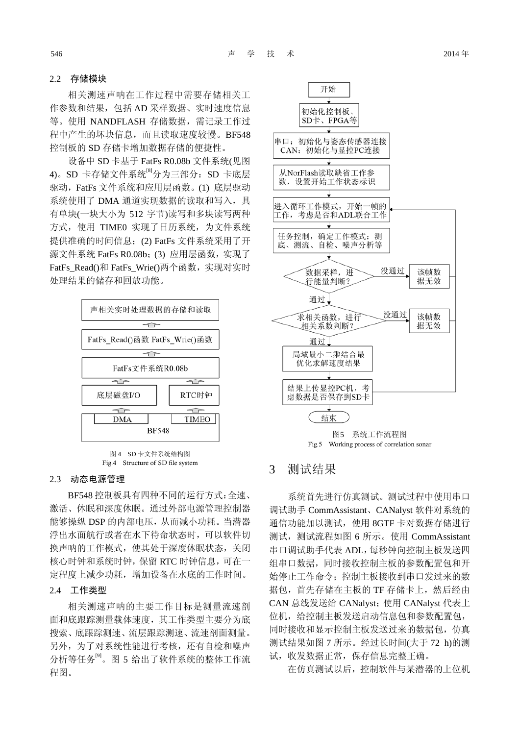### 2.2 存储模块

相关测速声呐在工作过程中需要存储相关工作参数和结果，包括 AD 采样数据、实时速度信息等。使用 NANDFLASH 存储数据，需记录工作过程中产生的坏块信息，而且读取速度较慢。BF548 控制板的 SD 存储卡增加数据存储的便捷性。

设备中 SD 卡基于 FatFs R0.08b 文件系统(见图 4)。SD 卡存储文件系统[8]分为三部分：SD 卡底层驱动，FatFs 文件系统和应用层函数。(1) 底层驱动系统使用了 DMA 通道实现数据的读取和写入，具有单块(一块大小为 512 字节)读写和多块读写两种方式，使用 TIME0 实现了日历系统，为文件系统提供准确的时间信息；(2) FatFs 文件系统采用了开源文件系统 FatFs R0.08b；(3) 应用层函数，实现了 FatFs_Read()和 FatFs_Wrie()两个函数，实现对实时处理结果的储存和回放功能。

图 4 SD 卡文件系统结构图
Fig.4 Structure of SD file system

### 2.3 动态电源管理

BF548 控制板具有四种不同的运行方式：全速、激活、休眠和深度休眠。通过外部电源管理控制器能够操纵 DSP 的内部电压，从而减小功耗。当潜器浮出水面航行或者在水下待命状态时，可以软件切换声呐的工作模式，使其处于深度休眠状态，关闭核心时钟和系统时钟，保留 RTC 时钟信息，可在一定程度上减少功耗，增加设备在水底的工作时间。

### 2.4 工作类型

相关测速声呐的主要工作目标是测量流速剖面和底跟踪测量载体速度，其工作类型主要分为底搜索、底跟踪测速、流层跟踪测速、流速剖面测量。另外，为了对系统性能进行考核，还有自检和噪声分析等任务[9]。图 5 给出了软件系统的整体工作流程图。

图5 系统工作流程图
Fig.5 Working process of correlation sonar

## 3 测试结果

系统首先进行仿真测试。测试过程中使用串口调试助手 CommAssistant、CANalyst 软件对系统的通信功能加以测试，使用 8GTF 卡对数据存储进行测试，测试流程如图 6 所示。使用 CommAssistant 串口调试助手代表 ADL，每秒钟向控制主板发送四组串口数据，同时接收控制主板的参数配置包和开始停止工作命令；控制主板接收到串口发过来的数据包，首先存储在主板的 TF 存储卡上，然后经由 CAN 总线发送给 CANalyst；使用 CANalyst 代表上位机，给控制主板发送启动信息包和参数配置包，同时接收和显示控制主板发送过来的数据包，仿真测试结果如图 7 所示。经过长时间(大于 72 h)的测试，收发数据正常，保存信息完整正确。

在仿真测试以后，控制软件与某潜器的上位机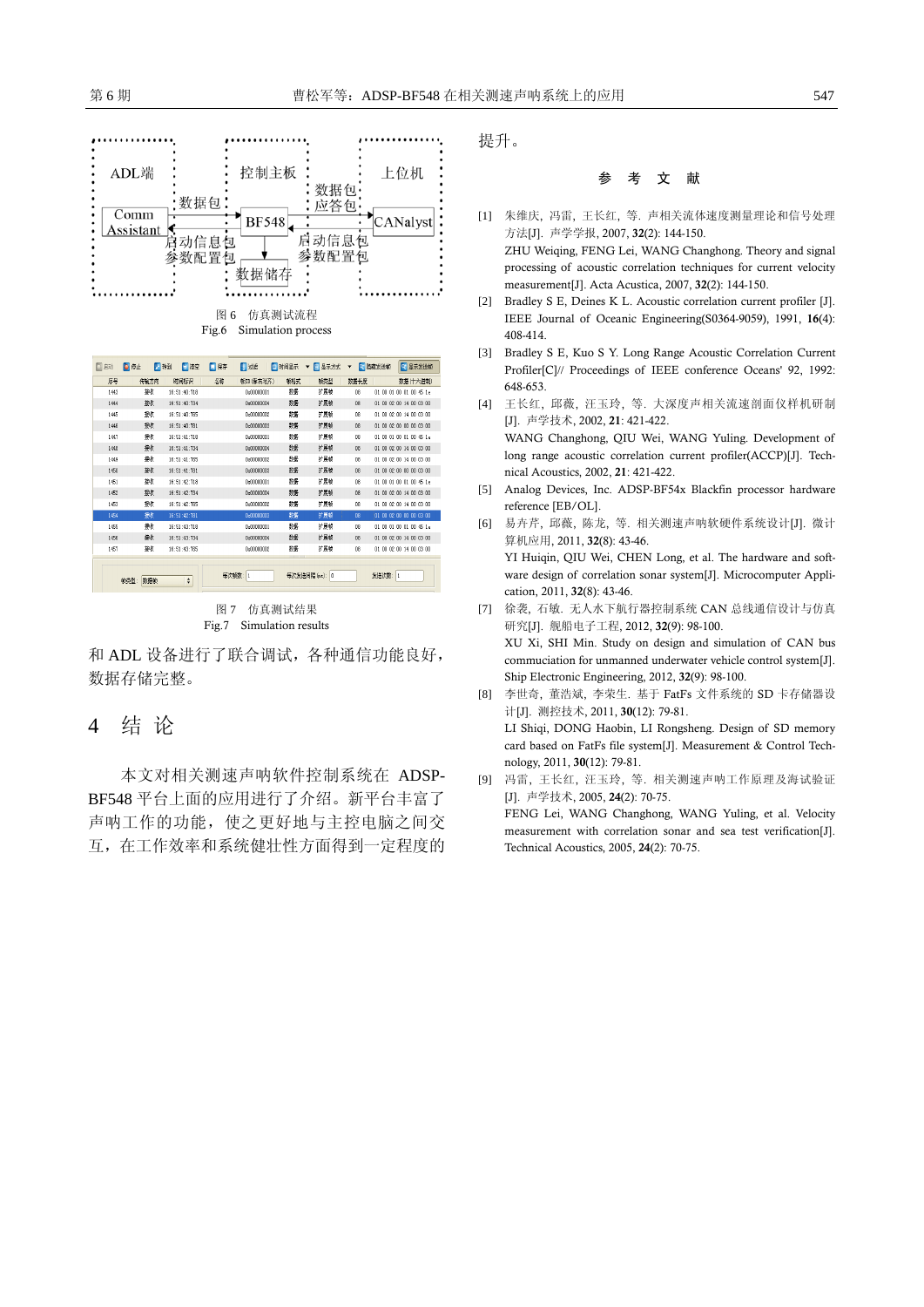ADL端

控制主板

上位机

数据包

数据包

应答包

Comm Assistant

BF548

CANalyst

启动信息包

参数配置包

启动信息包

参数配置包

数据储存

图 6　仿真测试流程
Fig.6　Simulation process

图 7　仿真测试结果
Fig.7　Simulation results

和 ADL 设备进行了联合调试，各种通信功能良好，数据存储完整。

## 4　结　论

本文对相关测速声呐软件控制系统在 ADSP-BF548 平台上面的应用进行了介绍。新平台丰富了声呐工作的功能，使之更好地与主控电脑之间交互，在工作效率和系统健壮性方面得到一定程度的提升。

## 参　考　文　献

[1] 朱维庆，冯雷，王长红，等. 声相关流体速度测量理论和信号处理方法[J]. 声学学报, 2007, **32**(2): 144-150.
ZHU Weiqing, FENG Lei, WANG Changhong. Theory and signal processing of acoustic correlation techniques for current velocity measurement[J]. Acta Acustica, 2007, **32**(2): 144-150.

[2] Bradley S E, Deines K L. Acoustic correlation current profiler [J]. IEEE Journal of Oceanic Engineering(S0364-9059), 1991, **16**(4): 408-414.

[3] Bradley S E, Kuo S Y. Long Range Acoustic Correlation Current Profiler[C]// Proceedings of IEEE conference Oceans' 92, 1992: 648-653.

[4] 王长红，邱薇，汪玉玲，等. 大深度声相关流速剖面仪样机研制[J]. 声学技术, 2002, **21**: 421-422.
WANG Changhong, QIU Wei, WANG Yuling. Development of long range acoustic correlation current profiler(ACCP)[J]. Technical Acoustics, 2002, **21**: 421-422.

[5] Analog Devices, Inc. ADSP-BF54x Blackfin processor hardware reference [EB/OL].

[6] 易卉芹，邱薇，陈龙，等. 相关测速声呐软硬件系统设计[J]. 微计算机应用, 2011, **32**(8): 43-46.
YI Huiqin, QIU Wei, CHEN Long, et al. The hardware and software design of correlation sonar system[J]. Microcomputer Application, 2011, **32**(8): 43-46.

[7] 徐袭，石敏. 无人水下航行器控制系统 CAN 总线通信设计与仿真研究[J]. 舰船电子工程, 2012, **32**(9): 98-100.
XU Xi, SHI Min. Study on design and simulation of CAN bus commuciation for unmanned underwater vehicle control system[J]. Ship Electronic Engineering, 2012, **32**(9): 98-100.

[8] 李世奇，董浩斌，李荣生. 基于 FatFs 文件系统的 SD 卡存储器设计[J]. 测控技术, 2011, **30**(12): 79-81.
LI Shiqi, DONG Haobin, LI Rongsheng. Design of SD memory card based on FatFs file system[J]. Measurement & Control Technology, 2011, **30**(12): 79-81.

[9] 冯雷，王长红，汪玉玲，等. 相关测速声呐工作原理及海试验证[J]. 声学技术, 2005, **24**(2): 70-75.
FENG Lei, WANG Changhong, WANG Yuling, et al. Velocity measurement with correlation sonar and sea test verification[J]. Technical Acoustics, 2005, **24**(2): 70-75.